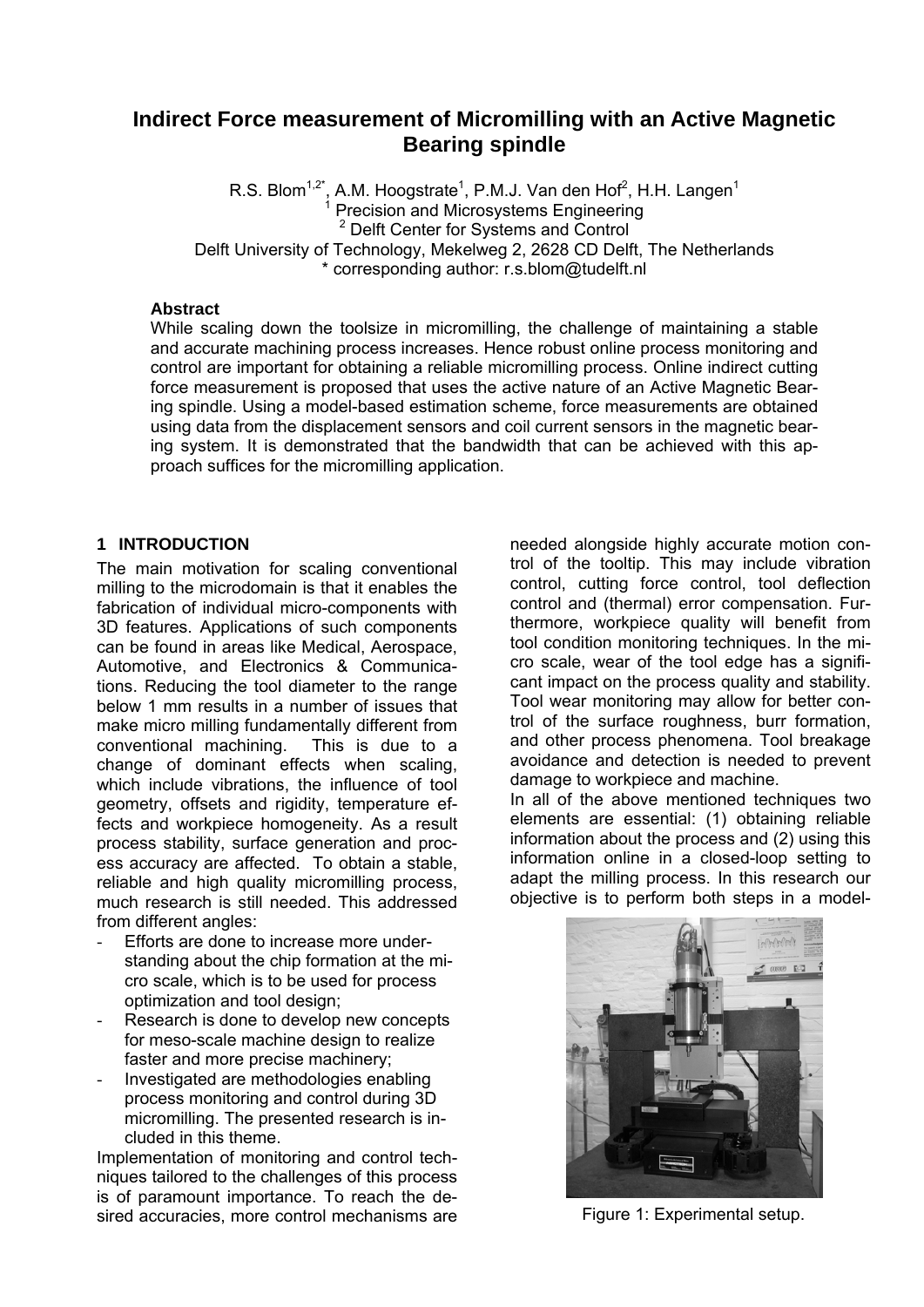# Indirect Force measurement of Micromilling with an Active Magnetic Bearing spindle

R.S. Blom[1,2*], A.M. Hoogstrate[1], P.M.J. Van den Hof[2], H.H. Langen[1]
[1] Precision and Microsystems Engineering
[2] Delft Center for Systems and Control
Delft University of Technology, Mekelweg 2, 2628 CD Delft, The Netherlands
* corresponding author: r.s.blom@tudelft.nl

### Abstract

While scaling down the toolsize in micromilling, the challenge of maintaining a stable and accurate machining process increases. Hence robust online process monitoring and control are important for obtaining a reliable micromilling process. Online indirect cutting force measurement is proposed that uses the active nature of an Active Magnetic Bearing spindle. Using a model-based estimation scheme, force measurements are obtained using data from the displacement sensors and coil current sensors in the magnetic bearing system. It is demonstrated that the bandwidth that can be achieved with this approach suffices for the micromilling application.

## 1 INTRODUCTION

The main motivation for scaling conventional milling to the microdomain is that it enables the fabrication of individual micro-components with 3D features. Applications of such components can be found in areas like Medical, Aerospace, Automotive, and Electronics & Communications. Reducing the tool diameter to the range below 1 mm results in a number of issues that make micro milling fundamentally different from conventional machining. This is due to a change of dominant effects when scaling, which include vibrations, the influence of tool geometry, offsets and rigidity, temperature effects and workpiece homogeneity. As a result process stability, surface generation and process accuracy are affected. To obtain a stable, reliable and high quality micromilling process, much research is still needed. This addressed from different angles:

- Efforts are done to increase more understanding about the chip formation at the micro scale, which is to be used for process optimization and tool design;
- Research is done to develop new concepts for meso-scale machine design to realize faster and more precise machinery;
- Investigated are methodologies enabling process monitoring and control during 3D micromilling. The presented research is included in this theme.

Implementation of monitoring and control techniques tailored to the challenges of this process is of paramount importance. To reach the desired accuracies, more control mechanisms are needed alongside highly accurate motion control of the tooltip. This may include vibration control, cutting force control, tool deflection control and (thermal) error compensation. Furthermore, workpiece quality will benefit from tool condition monitoring techniques. In the micro scale, wear of the tool edge has a significant impact on the process quality and stability. Tool wear monitoring may allow for better control of the surface roughness, burr formation, and other process phenomena. Tool breakage avoidance and detection is needed to prevent damage to workpiece and machine.

In all of the above mentioned techniques two elements are essential: (1) obtaining reliable information about the process and (2) using this information online in a closed-loop setting to adapt the milling process. In this research our objective is to perform both steps in a model-

Figure 1: Experimental setup.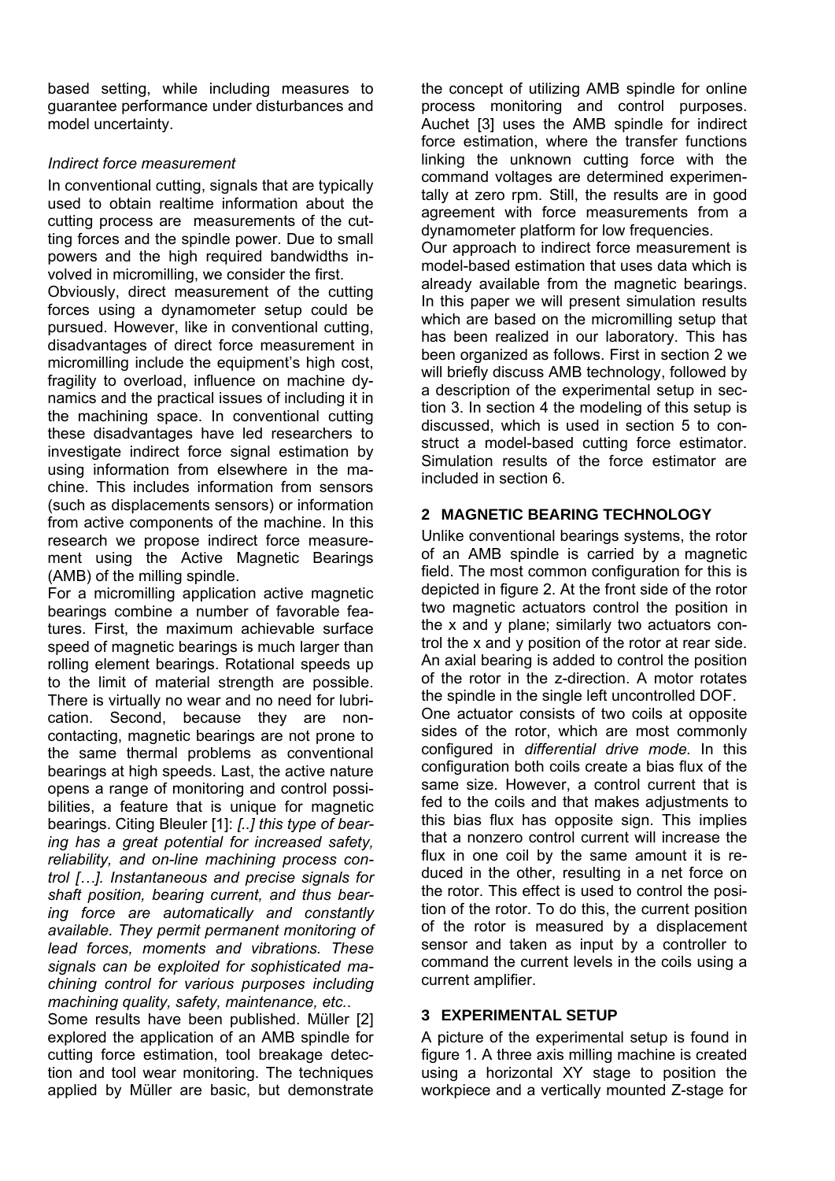based setting, while including measures to guarantee performance under disturbances and model uncertainty.

*Indirect force measurement*

In conventional cutting, signals that are typically used to obtain realtime information about the cutting process are measurements of the cutting forces and the spindle power. Due to small powers and the high required bandwidths involved in micromilling, we consider the first.

Obviously, direct measurement of the cutting forces using a dynamometer setup could be pursued. However, like in conventional cutting, disadvantages of direct force measurement in micromilling include the equipment's high cost, fragility to overload, influence on machine dynamics and the practical issues of including it in the machining space. In conventional cutting these disadvantages have led researchers to investigate indirect force signal estimation by using information from elsewhere in the machine. This includes information from sensors (such as displacements sensors) or information from active components of the machine. In this research we propose indirect force measurement using the Active Magnetic Bearings (AMB) of the milling spindle.

For a micromilling application active magnetic bearings combine a number of favorable features. First, the maximum achievable surface speed of magnetic bearings is much larger than rolling element bearings. Rotational speeds up to the limit of material strength are possible. There is virtually no wear and no need for lubrication. Second, because they are non-contacting, magnetic bearings are not prone to the same thermal problems as conventional bearings at high speeds. Last, the active nature opens a range of monitoring and control possibilities, a feature that is unique for magnetic bearings. Citing Bleuler [1]: *[..] this type of bearing has a great potential for increased safety, reliability, and on-line machining process control […]. Instantaneous and precise signals for shaft position, bearing current, and thus bearing force are automatically and constantly available. They permit permanent monitoring of lead forces, moments and vibrations. These signals can be exploited for sophisticated machining control for various purposes including machining quality, safety, maintenance, etc.*.

Some results have been published. Müller [2] explored the application of an AMB spindle for cutting force estimation, tool breakage detection and tool wear monitoring. The techniques applied by Müller are basic, but demonstrate the concept of utilizing AMB spindle for online process monitoring and control purposes. Auchet [3] uses the AMB spindle for indirect force estimation, where the transfer functions linking the unknown cutting force with the command voltages are determined experimentally at zero rpm. Still, the results are in good agreement with force measurements from a dynamometer platform for low frequencies.

Our approach to indirect force measurement is model-based estimation that uses data which is already available from the magnetic bearings. In this paper we will present simulation results which are based on the micromilling setup that has been realized in our laboratory. This has been organized as follows. First in section 2 we will briefly discuss AMB technology, followed by a description of the experimental setup in section 3. In section 4 the modeling of this setup is discussed, which is used in section 5 to construct a model-based cutting force estimator. Simulation results of the force estimator are included in section 6.

## 2 MAGNETIC BEARING TECHNOLOGY

Unlike conventional bearings systems, the rotor of an AMB spindle is carried by a magnetic field. The most common configuration for this is depicted in figure 2. At the front side of the rotor two magnetic actuators control the position in the x and y plane; similarly two actuators control the x and y position of the rotor at rear side. An axial bearing is added to control the position of the rotor in the z-direction. A motor rotates the spindle in the single left uncontrolled DOF.

One actuator consists of two coils at opposite sides of the rotor, which are most commonly configured in *differential drive mode*. In this configuration both coils create a bias flux of the same size. However, a control current that is fed to the coils and that makes adjustments to this bias flux has opposite sign. This implies that a nonzero control current will increase the flux in one coil by the same amount it is reduced in the other, resulting in a net force on the rotor. This effect is used to control the position of the rotor. To do this, the current position of the rotor is measured by a displacement sensor and taken as input by a controller to command the current levels in the coils using a current amplifier.

## 3 EXPERIMENTAL SETUP

A picture of the experimental setup is found in figure 1. A three axis milling machine is created using a horizontal XY stage to position the workpiece and a vertically mounted Z-stage for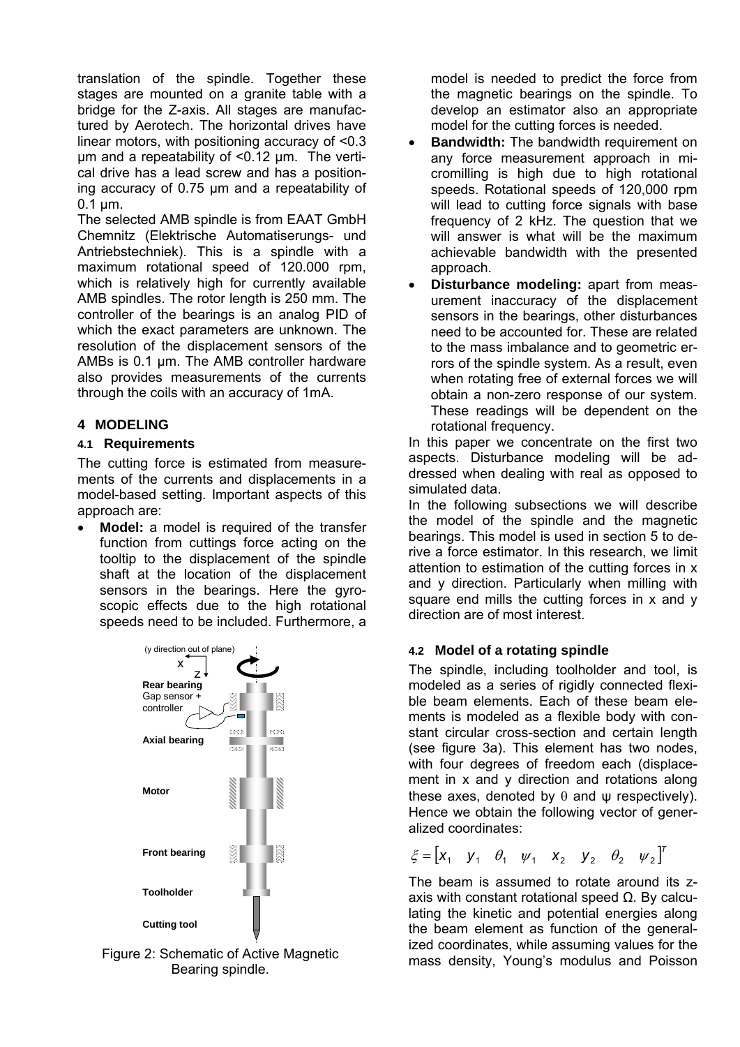translation of the spindle. Together these stages are mounted on a granite table with a bridge for the Z-axis. All stages are manufactured by Aerotech. The horizontal drives have linear motors, with positioning accuracy of <0.3 μm and a repeatability of <0.12 μm. The vertical drive has a lead screw and has a positioning accuracy of 0.75 μm and a repeatability of 0.1 μm.

The selected AMB spindle is from EAAT GmbH Chemnitz (Elektrische Automatiserungs- und Antriebstechniek). This is a spindle with a maximum rotational speed of 120.000 rpm, which is relatively high for currently available AMB spindles. The rotor length is 250 mm. The controller of the bearings is an analog PID of which the exact parameters are unknown. The resolution of the displacement sensors of the AMBs is 0.1 μm. The AMB controller hardware also provides measurements of the currents through the coils with an accuracy of 1mA.

## 4 MODELING

### 4.1 Requirements

The cutting force is estimated from measurements of the currents and displacements in a model-based setting. Important aspects of this approach are:

- **Model:** a model is required of the transfer function from cuttings force acting on the tooltip to the displacement of the spindle shaft at the location of the displacement sensors in the bearings. Here the gyroscopic effects due to the high rotational speeds need to be included. Furthermore, a model is needed to predict the force from the magnetic bearings on the spindle. To develop an estimator also an appropriate model for the cutting forces is needed.
- **Bandwidth:** The bandwidth requirement on any force measurement approach in micromilling is high due to high rotational speeds. Rotational speeds of 120,000 rpm will lead to cutting force signals with base frequency of 2 kHz. The question that we will answer is what will be the maximum achievable bandwidth with the presented approach.
- **Disturbance modeling:** apart from measurement inaccuracy of the displacement sensors in the bearings, other disturbances need to be accounted for. These are related to the mass imbalance and to geometric errors of the spindle system. As a result, even when rotating free of external forces we will obtain a non-zero response of our system. These readings will be dependent on the rotational frequency.

Figure 2: Schematic of Active Magnetic Bearing spindle.

In this paper we concentrate on the first two aspects. Disturbance modeling will be addressed when dealing with real as opposed to simulated data.

In the following subsections we will describe the model of the spindle and the magnetic bearings. This model is used in section 5 to derive a force estimator. In this research, we limit attention to estimation of the cutting forces in x and y direction. Particularly when milling with square end mills the cutting forces in x and y direction are of most interest.

### 4.2 Model of a rotating spindle

The spindle, including toolholder and tool, is modeled as a series of rigidly connected flexible beam elements. Each of these beam elements is modeled as a flexible body with constant circular cross-section and certain length (see figure 3a). This element has two nodes, with four degrees of freedom each (displacement in x and y direction and rotations along these axes, denoted by $\theta$ and $\psi$ respectively). Hence we obtain the following vector of generalized coordinates:

$$\xi = \begin{bmatrix} x_1 & y_1 & \theta_1 & \psi_1 & x_2 & y_2 & \theta_2 & \psi_2 \end{bmatrix}^T$$

The beam is assumed to rotate around its z-axis with constant rotational speed Ω. By calculating the kinetic and potential energies along the beam element as function of the generalized coordinates, while assuming values for the mass density, Young's modulus and Poisson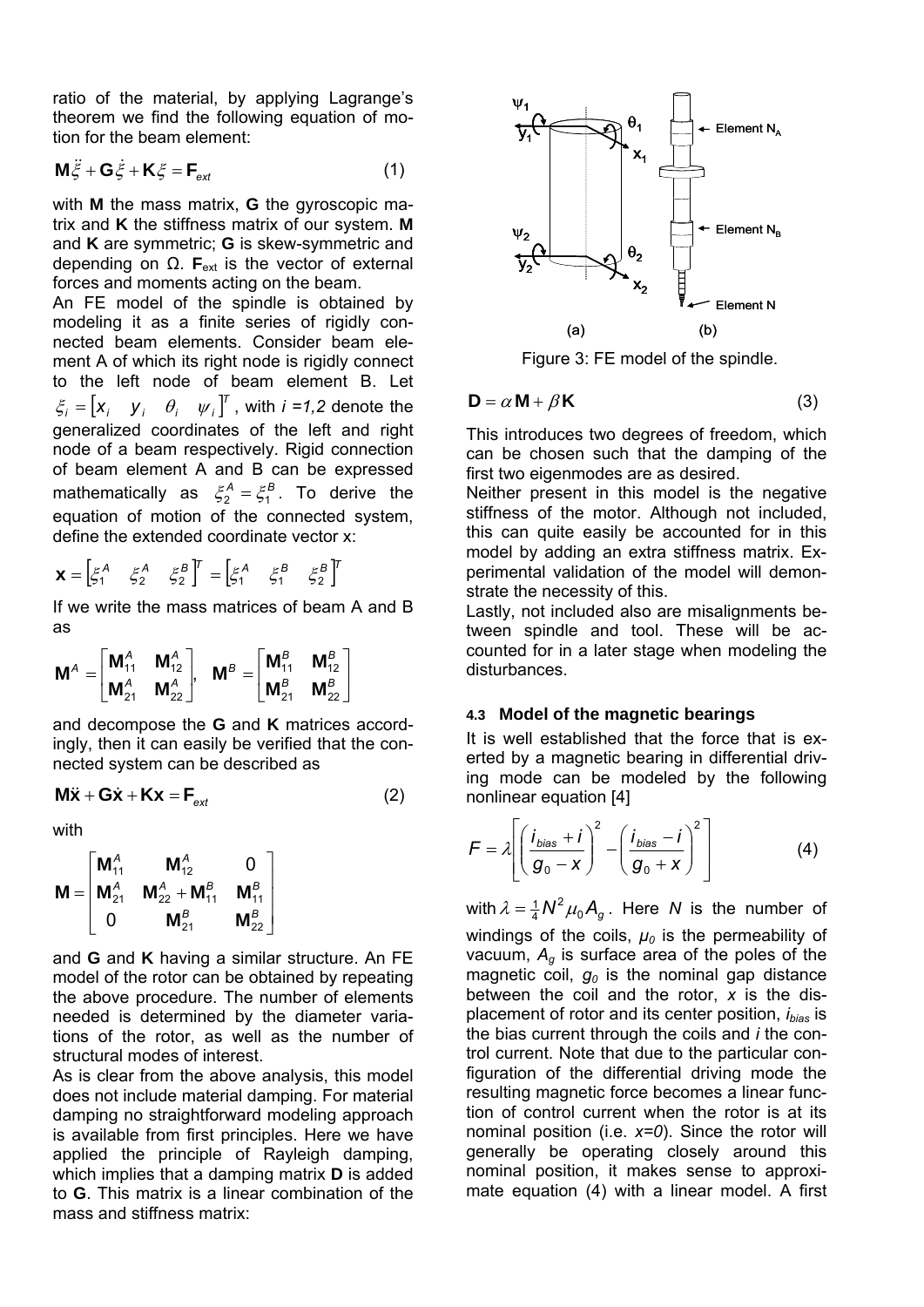ratio of the material, by applying Lagrange's theorem we find the following equation of motion for the beam element:

$$\mathbf{M}\ddot{\xi} + \mathbf{G}\dot{\xi} + \mathbf{K}\xi = \mathbf{F}_{ext} \tag{1}$$

with **M** the mass matrix, **G** the gyroscopic matrix and **K** the stiffness matrix of our system. **M** and **K** are symmetric; **G** is skew-symmetric and depending on Ω. $\mathbf{F}_{ext}$ is the vector of external forces and moments acting on the beam.

An FE model of the spindle is obtained by modeling it as a finite series of rigidly connected beam elements. Consider beam element A of which its right node is rigidly connect to the left node of beam element B. Let $\xi_i = \begin{bmatrix} x_i & y_i & \theta_i & \psi_i \end{bmatrix}^T$, with $i = 1,2$ denote the generalized coordinates of the left and right node of a beam respectively. Rigid connection of beam element A and B can be expressed mathematically as $\xi_2^A = \xi_1^B$. To derive the equation of motion of the connected system, define the extended coordinate vector x:

$$\mathbf{x} = \begin{bmatrix} \xi_1^A & \xi_2^A & \xi_2^B \end{bmatrix}^T = \begin{bmatrix} \xi_1^A & \xi_1^B & \xi_2^B \end{bmatrix}^T$$

If we write the mass matrices of beam A and B as

$$\mathbf{M}^A = \begin{bmatrix} \mathbf{M}_{11}^A & \mathbf{M}_{12}^A \\ \mathbf{M}_{21}^A & \mathbf{M}_{22}^A \end{bmatrix},\quad \mathbf{M}^B = \begin{bmatrix} \mathbf{M}_{11}^B & \mathbf{M}_{12}^B \\ \mathbf{M}_{21}^B & \mathbf{M}_{22}^B \end{bmatrix}$$

and decompose the **G** and **K** matrices accordingly, then it can easily be verified that the connected system can be described as

$$\mathbf{M}\ddot{\mathbf{x}} + \mathbf{G}\dot{\mathbf{x}} + \mathbf{K}\mathbf{x} = \mathbf{F}_{ext} \tag{2}$$

with

$$\mathbf{M} = \begin{bmatrix} \mathbf{M}_{11}^A & \mathbf{M}_{12}^A & 0 \\ \mathbf{M}_{21}^A & \mathbf{M}_{22}^A + \mathbf{M}_{11}^B & \mathbf{M}_{11}^B \\ 0 & \mathbf{M}_{21}^B & \mathbf{M}_{22}^B \end{bmatrix}$$

and **G** and **K** having a similar structure. An FE model of the rotor can be obtained by repeating the above procedure. The number of elements needed is determined by the diameter variations of the rotor, as well as the number of structural modes of interest.

As is clear from the above analysis, this model does not include material damping. For material damping no straightforward modeling approach is available from first principles. Here we have applied the principle of Rayleigh damping, which implies that a damping matrix **D** is added to **G**. This matrix is a linear combination of the mass and stiffness matrix:

Figure 3: FE model of the spindle.

$$\mathbf{D} = \alpha\mathbf{M} + \beta\mathbf{K} \tag{3}$$

This introduces two degrees of freedom, which can be chosen such that the damping of the first two eigenmodes are as desired.

Neither present in this model is the negative stiffness of the motor. Although not included, this can quite easily be accounted for in this model by adding an extra stiffness matrix. Experimental validation of the model will demonstrate the necessity of this.

Lastly, not included also are misalignments between spindle and tool. These will be accounted for in a later stage when modeling the disturbances.

#### 4.3 Model of the magnetic bearings

It is well established that the force that is exerted by a magnetic bearing in differential driving mode can be modeled by the following nonlinear equation [4]

$$F = \lambda\left[\left(\frac{i_{bias} + i}{g_0 - x}\right)^2 - \left(\frac{i_{bias} - i}{g_0 + x}\right)^2\right] \tag{4}$$

with $\lambda = \frac{1}{4}N^2\mu_0 A_g$. Here $N$ is the number of windings of the coils, $\mu_0$ is the permeability of vacuum, $A_g$ is surface area of the poles of the magnetic coil, $g_0$ is the nominal gap distance between the coil and the rotor, $x$ is the displacement of rotor and its center position, $i_{bias}$ is the bias current through the coils and $i$ the control current. Note that due to the particular configuration of the differential driving mode the resulting magnetic force becomes a linear function of control current when the rotor is at its nominal position (i.e. $x=0$). Since the rotor will generally be operating closely around this nominal position, it makes sense to approximate equation (4) with a linear model. A first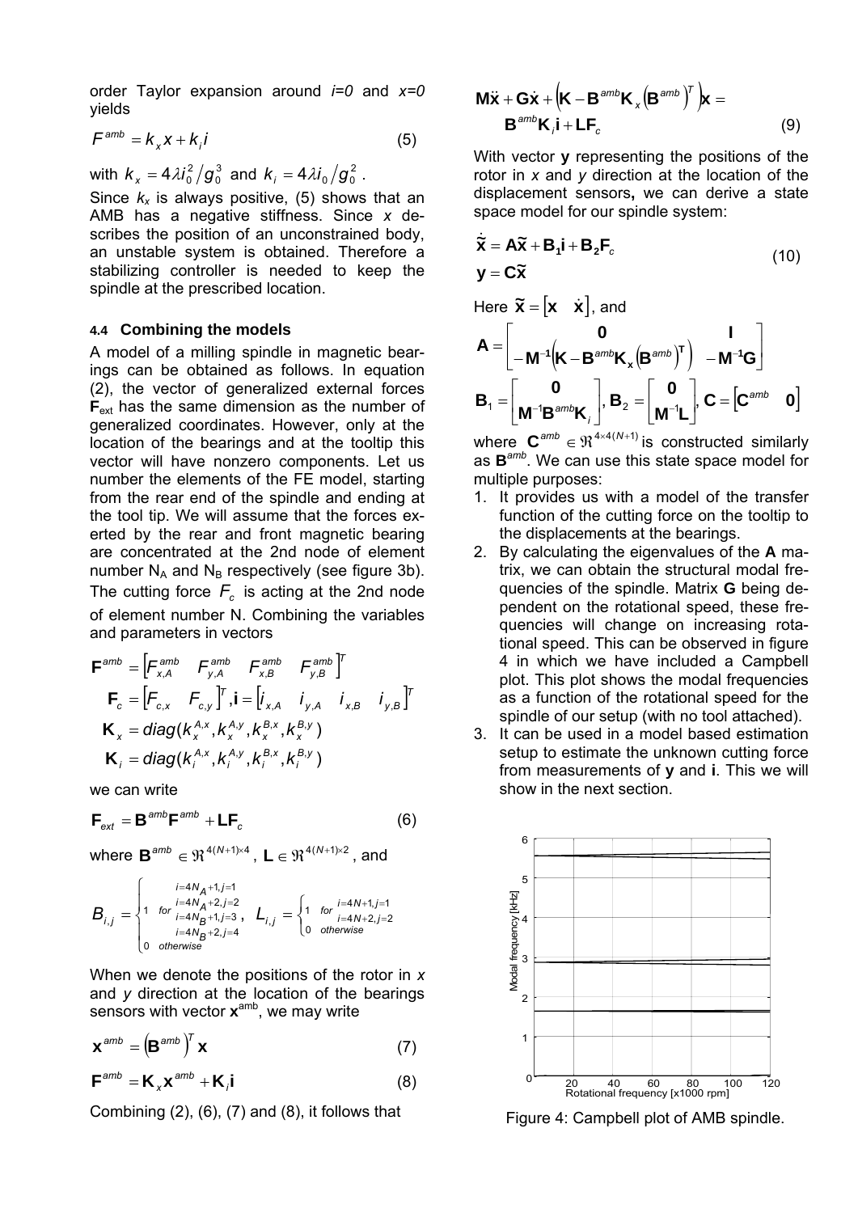order Taylor expansion around $i=0$ and $x=0$ yields

$$F^{amb} = k_x x + k_i i \tag{5}$$

with $k_x = 4\lambda i_0^2 / g_0^3$ and $k_i = 4\lambda i_0 / g_0^2$.

Since $k_x$ is always positive, (5) shows that an AMB has a negative stiffness. Since $x$ describes the position of an unconstrained body, an unstable system is obtained. Therefore a stabilizing controller is needed to keep the spindle at the prescribed location.

### 4.4 Combining the models

A model of a milling spindle in magnetic bearings can be obtained as follows. In equation (2), the vector of generalized external forces $\mathbf{F}_{ext}$ has the same dimension as the number of generalized coordinates. However, only at the location of the bearings and at the tooltip this vector will have nonzero components. Let us number the elements of the FE model, starting from the rear end of the spindle and ending at the tool tip. We will assume that the forces exerted by the rear and front magnetic bearing are concentrated at the 2nd node of element number $N_A$ and $N_B$ respectively (see figure 3b). The cutting force $F_c$ is acting at the 2nd node of element number N. Combining the variables and parameters in vectors

$$\mathbf{F}^{amb} = \begin{bmatrix} F_{x,A}^{amb} & F_{y,A}^{amb} & F_{x,B}^{amb} & F_{y,B}^{amb} \end{bmatrix}^T$$

$$\mathbf{F}_c = \begin{bmatrix} F_{c,x} & F_{c,y} \end{bmatrix}^T, \mathbf{i} = \begin{bmatrix} i_{x,A} & i_{y,A} & i_{x,B} & i_{y,B} \end{bmatrix}^T$$

$$\mathbf{K}_x = diag(k_x^{A,x}, k_x^{A,y}, k_x^{B,x}, k_x^{B,y})$$

$$\mathbf{K}_i = diag(k_i^{A,x}, k_i^{A,y}, k_i^{B,x}, k_i^{B,y})$$

we can write

$$\mathbf{F}_{ext} = \mathbf{B}^{amb}\mathbf{F}^{amb} + \mathbf{L}\mathbf{F}_c \tag{6}$$

where $\mathbf{B}^{amb} \in \Re^{4(N+1)\times 4}$, $\mathbf{L} \in \Re^{4(N+1)\times 2}$, and

$$B_{i,j} = \begin{cases} 1 & for \begin{matrix} i=4N_A+1, j=1 \\ i=4N_A+2, j=2 \\ i=4N_B+1, j=3 \\ i=4N_B+2, j=4 \end{matrix} \\ 0 & otherwise \end{cases}, \quad L_{i,j} = \begin{cases} 1 & for \begin{matrix} i=4N+1, j=1 \\ i=4N+2, j=2 \end{matrix} \\ 0 & otherwise \end{cases}$$

When we denote the positions of the rotor in $x$ and $y$ direction at the location of the bearings sensors with vector $\mathbf{x}^{amb}$, we may write

$$\mathbf{x}^{amb} = \left(\mathbf{B}^{amb}\right)^T \mathbf{x} \tag{7}$$

$$\mathbf{F}^{amb} = \mathbf{K}_x \mathbf{x}^{amb} + \mathbf{K}_i \mathbf{i} \tag{8}$$

Combining (2), (6), (7) and (8), it follows that

$$\mathbf{M}\ddot{\mathbf{x}} + \mathbf{G}\dot{\mathbf{x}} + \left(\mathbf{K} - \mathbf{B}^{amb}\mathbf{K}_x\left(\mathbf{B}^{amb}\right)^T\right)\mathbf{x} = \mathbf{B}^{amb}\mathbf{K}_i\mathbf{i} + \mathbf{L}\mathbf{F}_c \tag{9}$$

With vector $\mathbf{y}$ representing the positions of the rotor in $x$ and $y$ direction at the location of the displacement sensors, we can derive a state space model for our spindle system:

$$\begin{aligned} \dot{\tilde{\mathbf{x}}} &= \mathbf{A}\tilde{\mathbf{x}} + \mathbf{B_1}\mathbf{i} + \mathbf{B_2}\mathbf{F}_c \\ \mathbf{y} &= \mathbf{C}\tilde{\mathbf{x}} \end{aligned} \tag{10}$$

Here $\tilde{\mathbf{x}} = \begin{bmatrix} \mathbf{x} & \dot{\mathbf{x}} \end{bmatrix}$, and

$$\mathbf{A} = \begin{bmatrix} \mathbf{0} & \mathbf{I} \\ -\mathbf{M}^{-1}\left(\mathbf{K} - \mathbf{B}^{amb}\mathbf{K}_x\left(\mathbf{B}^{amb}\right)^T\right) & -\mathbf{M}^{-1}\mathbf{G} \end{bmatrix}$$

$$\mathbf{B}_1 = \begin{bmatrix} \mathbf{0} \\ \mathbf{M}^{-1}\mathbf{B}^{amb}\mathbf{K}_i \end{bmatrix}, \mathbf{B}_2 = \begin{bmatrix} \mathbf{0} \\ \mathbf{M}^{-1}\mathbf{L} \end{bmatrix}, \mathbf{C} = \begin{bmatrix} \mathbf{C}^{amb} & \mathbf{0} \end{bmatrix}$$

where $\mathbf{C}^{amb} \in \Re^{4\times 4(N+1)}$ is constructed similarly as $\mathbf{B}^{amb}$. We can use this state space model for multiple purposes:

1. It provides us with a model of the transfer function of the cutting force on the tooltip to the displacements at the bearings.
2. By calculating the eigenvalues of the **A** matrix, we can obtain the structural modal frequencies of the spindle. Matrix **G** being dependent on the rotational speed, these frequencies will change on increasing rotational speed. This can be observed in figure 4 in which we have included a Campbell plot. This plot shows the modal frequencies as a function of the rotational speed for the spindle of our setup (with no tool attached).
3. It can be used in a model based estimation setup to estimate the unknown cutting force from measurements of **y** and **i**. This we will show in the next section.

Figure 4: Campbell plot of AMB spindle.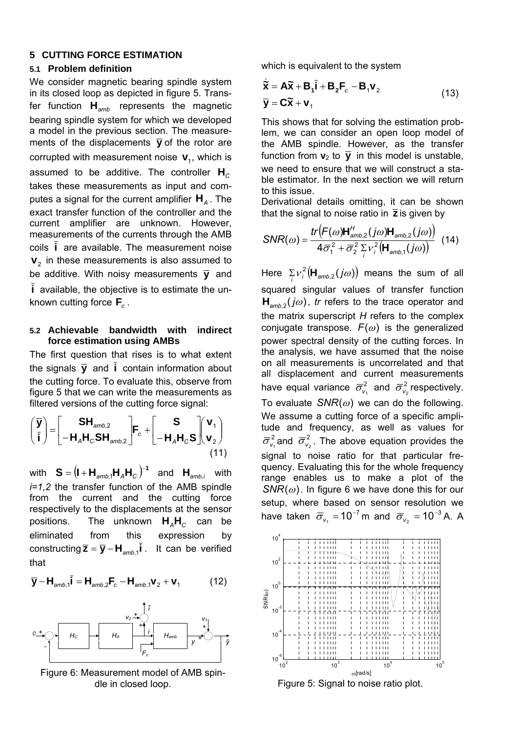## 5 CUTTING FORCE ESTIMATION

### 5.1 Problem definition

We consider magnetic bearing spindle system in its closed loop as depicted in figure 5. Transfer function $\mathbf{H}_{amb}$ represents the magnetic bearing spindle system for which we developed a model in the previous section. The measurements of the displacements $\bar{\mathbf{y}}$ of the rotor are corrupted with measurement noise $\mathbf{v}_1$, which is assumed to be additive. The controller $\mathbf{H}_C$ takes these measurements as input and computes a signal for the current amplifier $\mathbf{H}_A$. The exact transfer function of the controller and the current amplifier are unknown. However, measurements of the currents through the AMB coils $\bar{\mathbf{i}}$ are available. The measurement noise $\mathbf{v}_2$ in these measurements is also assumed to be additive. With noisy measurements $\bar{\mathbf{y}}$ and $\bar{\mathbf{i}}$ available, the objective is to estimate the unknown cutting force $\mathbf{F}_c$.

### 5.2 Achievable bandwidth with indirect force estimation using AMBs

The first question that rises is to what extent the signals $\bar{\mathbf{y}}$ and $\bar{\mathbf{i}}$ contain information about the cutting force. To evaluate this, observe from figure 5 that we can write the measurements as filtered versions of the cutting force signal:

$$\begin{pmatrix} \bar{\mathbf{y}} \\ \bar{\mathbf{i}} \end{pmatrix} = \begin{bmatrix} \mathbf{S}\mathbf{H}_{amb,2} \\ -\mathbf{H}_A\mathbf{H}_C\mathbf{S}\mathbf{H}_{amb,2} \end{bmatrix} \mathbf{F}_c + \begin{bmatrix} \mathbf{S} \\ -\mathbf{H}_A\mathbf{H}_C\mathbf{S} \end{bmatrix} \begin{pmatrix} \mathbf{v}_1 \\ \mathbf{v}_2 \end{pmatrix} \tag{11}$$

with $\mathbf{S} = \left(\mathbf{I} + \mathbf{H}_{amb,1}\mathbf{H}_A\mathbf{H}_C\right)^{-1}$ and $\mathbf{H}_{amb,i}$ with $i=1,2$ the transfer function of the AMB spindle from the current and the cutting force respectively to the displacements at the sensor positions. The unknown $\mathbf{H}_A\mathbf{H}_C$ can be eliminated from this expression by constructing $\bar{\mathbf{z}} = \bar{\mathbf{y}} - \mathbf{H}_{amb,1}\bar{\mathbf{i}}$. It can be verified that

$$\bar{\mathbf{y}} - \mathbf{H}_{amb,1}\bar{\mathbf{i}} = \mathbf{H}_{amb,2}\mathbf{F}_c - \mathbf{H}_{amb,1}\mathbf{v}_2 + \mathbf{v}_1 \tag{12}$$

Figure 6: Measurement model of AMB spindle in closed loop.

which is equivalent to the system

$$\begin{aligned} \dot{\tilde{\mathbf{x}}} &= \mathbf{A}\tilde{\mathbf{x}} + \mathbf{B}_1\bar{\mathbf{i}} + \mathbf{B}_2\mathbf{F}_c - \mathbf{B}_1\mathbf{v}_2 \\ \bar{\mathbf{y}} &= \mathbf{C}\tilde{\mathbf{x}} + \mathbf{v}_1 \end{aligned} \tag{13}$$

This shows that for solving the estimation problem, we can consider an open loop model of the AMB spindle. However, as the transfer function from $\mathbf{v}_2$ to $\bar{\mathbf{y}}$ in this model is unstable, we need to ensure that we will construct a stable estimator. In the next section we will return to this issue.

Derivational details omitting, it can be shown that the signal to noise ratio in $\bar{\mathbf{z}}$ is given by

$$SNR(\omega) = \frac{tr\left(F(\omega)\mathbf{H}^H_{amb,2}(j\omega)\mathbf{H}_{amb,2}(j\omega)\right)}{4\bar{\sigma}_1^2 + \bar{\sigma}_2^2 \sum_i \nu_i^2\left(\mathbf{H}_{amb,1}(j\omega)\right)} \tag{14}$$

Here $\sum_i \nu_i^2\left(\mathbf{H}_{amb,2}(j\omega)\right)$ means the sum of all squared singular values of transfer function $\mathbf{H}_{amb,2}(j\omega)$, *tr* refers to the trace operator and the matrix superscript *H* refers to the complex conjugate transpose. $F(\omega)$ is the generalized power spectral density of the cutting forces. In the analysis, we have assumed that the noise on all measurements is uncorrelated and that all displacement and current measurements have equal variance $\bar{\sigma}^2_{v_1}$ and $\bar{\sigma}^2_{v_2}$ respectively. To evaluate $SNR(\omega)$ we can do the following. We assume a cutting force of a specific amplitude and frequency, as well as values for $\bar{\sigma}^2_{v_1}$ and $\bar{\sigma}^2_{v_2}$. The above equation provides the signal to noise ratio for that particular frequency. Evaluating this for the whole frequency range enables us to make a plot of the $SNR(\omega)$. In figure 6 we have done this for our setup, where based on sensor resolution we have taken $\bar{\sigma}_{v_1} = 10^{-7}$ m and $\bar{\sigma}_{v_2} = 10^{-3}$ A. A

Figure 5: Signal to noise ratio plot.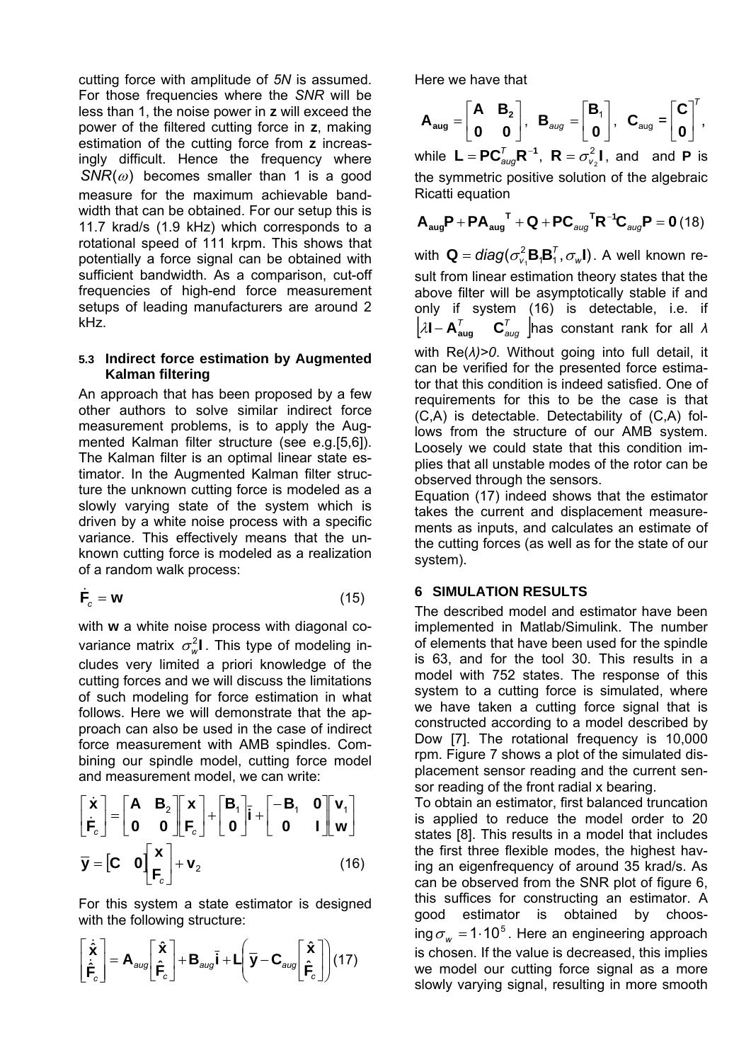cutting force with amplitude of *5N* is assumed. For those frequencies where the *SNR* will be less than 1, the noise power in **z** will exceed the power of the filtered cutting force in **z**, making estimation of the cutting force from **z** increasingly difficult. Hence the frequency where $SNR(\omega)$ becomes smaller than 1 is a good measure for the maximum achievable bandwidth that can be obtained. For our setup this is 11.7 krad/s (1.9 kHz) which corresponds to a rotational speed of 111 krpm. This shows that potentially a force signal can be obtained with sufficient bandwidth. As a comparison, cut-off frequencies of high-end force measurement setups of leading manufacturers are around 2 kHz.

### 5.3 Indirect force estimation by Augmented Kalman filtering

An approach that has been proposed by a few other authors to solve similar indirect force measurement problems, is to apply the Augmented Kalman filter structure (see e.g.[5,6]). The Kalman filter is an optimal linear state estimator. In the Augmented Kalman filter structure the unknown cutting force is modeled as a slowly varying state of the system which is driven by a white noise process with a specific variance. This effectively means that the unknown cutting force is modeled as a realization of a random walk process:

$$\dot{\mathbf{F}}_c = \mathbf{w} \tag{15}$$

with **w** a white noise process with diagonal covariance matrix $\sigma_w^2 \mathbf{I}$. This type of modeling includes very limited a priori knowledge of the cutting forces and we will discuss the limitations of such modeling for force estimation in what follows. Here we will demonstrate that the approach can also be used in the case of indirect force measurement with AMB spindles. Combining our spindle model, cutting force model and measurement model, we can write:

$$\begin{bmatrix} \dot{\mathbf{x}} \\ \dot{\mathbf{F}}_c \end{bmatrix} = \begin{bmatrix} \mathbf{A} & \mathbf{B}_2 \\ \mathbf{0} & \mathbf{0} \end{bmatrix} \begin{bmatrix} \mathbf{x} \\ \mathbf{F}_c \end{bmatrix} + \begin{bmatrix} \mathbf{B}_1 \\ \mathbf{0} \end{bmatrix} \bar{\mathbf{i}} + \begin{bmatrix} -\mathbf{B}_1 & \mathbf{0} \\ \mathbf{0} & \mathbf{I} \end{bmatrix} \begin{bmatrix} \mathbf{v}_1 \\ \mathbf{w} \end{bmatrix}$$

$$\bar{\mathbf{y}} = \begin{bmatrix} \mathbf{C} & \mathbf{0} \end{bmatrix} \begin{bmatrix} \mathbf{x} \\ \mathbf{F}_c \end{bmatrix} + \mathbf{v}_2 \tag{16}$$

For this system a state estimator is designed with the following structure:

$$\begin{bmatrix} \dot{\hat{\mathbf{x}}} \\ \dot{\hat{\mathbf{F}}}_c \end{bmatrix} = \mathbf{A}_{aug} \begin{bmatrix} \hat{\mathbf{x}} \\ \hat{\mathbf{F}}_c \end{bmatrix} + \mathbf{B}_{aug} \bar{\mathbf{i}} + \mathbf{L} \left( \bar{\mathbf{y}} - \mathbf{C}_{aug} \begin{bmatrix} \hat{\mathbf{x}} \\ \hat{\mathbf{F}}_c \end{bmatrix} \right) \tag{17}$$

Here we have that

$$\mathbf{A_{aug}} = \begin{bmatrix} \mathbf{A} & \mathbf{B_2} \\ \mathbf{0} & \mathbf{0} \end{bmatrix}, \ \mathbf{B}_{aug} = \begin{bmatrix} \mathbf{B}_1 \\ \mathbf{0} \end{bmatrix}, \ \mathbf{C}_{aug} = \begin{bmatrix} \mathbf{C} \\ \mathbf{0} \end{bmatrix}^T,$$

while $\mathbf{L} = \mathbf{P}\mathbf{C}_{aug}^T \mathbf{R}^{-1}$, $\mathbf{R} = \sigma_{v_2}^2 \mathbf{I}$, and and **P** is the symmetric positive solution of the algebraic Ricatti equation

$$\mathbf{A_{aug}}\mathbf{P} + \mathbf{P}\mathbf{A_{aug}}^{\mathbf{T}} + \mathbf{Q} + \mathbf{P}\mathbf{C}_{aug}^{\mathbf{T}}\mathbf{R}^{-1}\mathbf{C}_{aug}\mathbf{P} = \mathbf{0} \tag{18}$$

with $\mathbf{Q} = diag(\sigma_{v_1}^2 \mathbf{B}_1 \mathbf{B}_1^T, \sigma_w \mathbf{I})$. A well known result from linear estimation theory states that the above filter will be asymptotically stable if and only if system (16) is detectable, i.e. if $\begin{bmatrix} \lambda \mathbf{I} - \mathbf{A}_{\mathbf{aug}}^T & \mathbf{C}_{aug}^T \end{bmatrix}$ has constant rank for all $\lambda$ with $\mathrm{Re}(\lambda)>0$. Without going into full detail, it can be verified for the presented force estimator that this condition is indeed satisfied. One of requirements for this to be the case is that (C,A) is detectable. Detectability of (C,A) follows from the structure of our AMB system. Loosely we could state that this condition implies that all unstable modes of the rotor can be observed through the sensors.

Equation (17) indeed shows that the estimator takes the current and displacement measurements as inputs, and calculates an estimate of the cutting forces (as well as for the state of our system).

## 6 SIMULATION RESULTS

The described model and estimator have been implemented in Matlab/Simulink. The number of elements that have been used for the spindle is 63, and for the tool 30. This results in a model with 752 states. The response of this system to a cutting force is simulated, where we have taken a cutting force signal that is constructed according to a model described by Dow [7]. The rotational frequency is 10,000 rpm. Figure 7 shows a plot of the simulated displacement sensor reading and the current sensor reading of the front radial x bearing.

To obtain an estimator, first balanced truncation is applied to reduce the model order to 20 states [8]. This results in a model that includes the first three flexible modes, the highest having an eigenfrequency of around 35 krad/s. As can be observed from the SNR plot of figure 6, this suffices for constructing an estimator. A good estimator is obtained by choosing $\sigma_w = 1 \cdot 10^5$. Here an engineering approach is chosen. If the value is decreased, this implies we model our cutting force signal as a more slowly varying signal, resulting in more smooth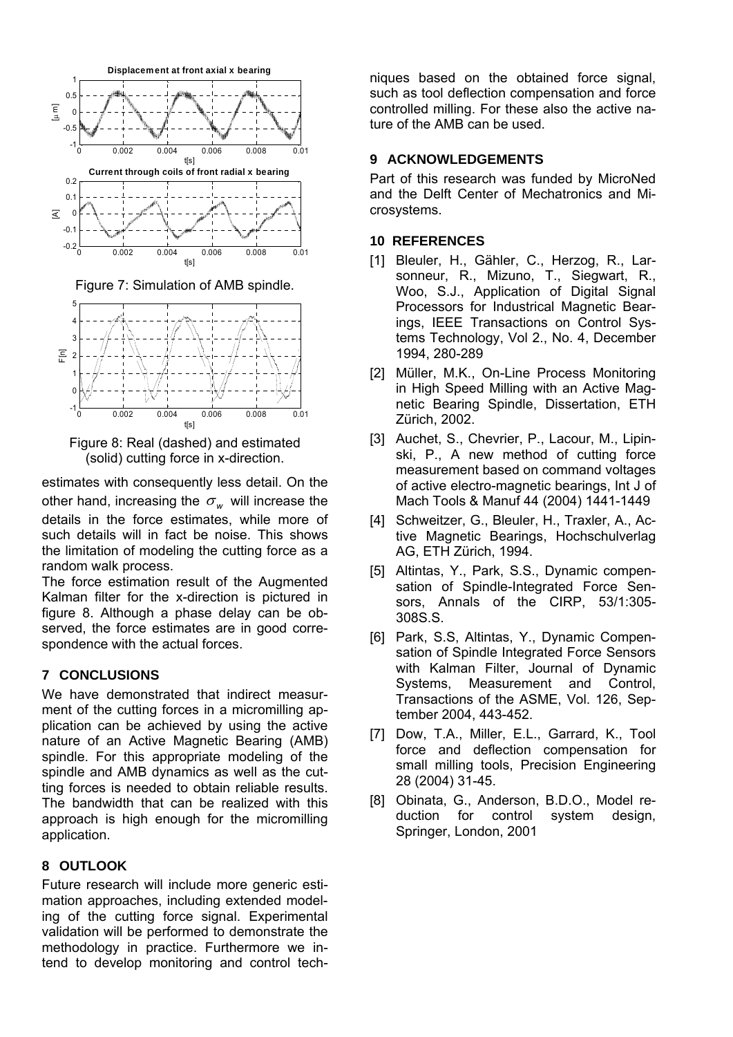Displacement at front axial x bearing

[μ m]

1
0.5
0
-0.5
-1

0 0.002 0.004 0.006 0.008 0.01

t[s]

Current through coils of front radial x bearing

[A]

0.2
0.1
0
-0.1
-0.2

0 0.002 0.004 0.006 0.008 0.01

t[s]

Figure 7: Simulation of AMB spindle.

F[n]

5
4
3
2
1
0
-1

0 0.002 0.004 0.006 0.008 0.01

t[s]

Figure 8: Real (dashed) and estimated (solid) cutting force in x-direction.

estimates with consequently less detail. On the other hand, increasing the $\sigma_w$ will increase the details in the force estimates, while more of such details will in fact be noise. This shows the limitation of modeling the cutting force as a random walk process.

The force estimation result of the Augmented Kalman filter for the x-direction is pictured in figure 8. Although a phase delay can be observed, the force estimates are in good correspondence with the actual forces.

## 7 CONCLUSIONS

We have demonstrated that indirect measurment of the cutting forces in a micromilling application can be achieved by using the active nature of an Active Magnetic Bearing (AMB) spindle. For this appropriate modeling of the spindle and AMB dynamics as well as the cutting forces is needed to obtain reliable results. The bandwidth that can be realized with this approach is high enough for the micromilling application.

## 8 OUTLOOK

Future research will include more generic estimation approaches, including extended modeling of the cutting force signal. Experimental validation will be performed to demonstrate the methodology in practice. Furthermore we intend to develop monitoring and control techniques based on the obtained force signal, such as tool deflection compensation and force controlled milling. For these also the active nature of the AMB can be used.

## 9 ACKNOWLEDGEMENTS

Part of this research was funded by MicroNed and the Delft Center of Mechatronics and Microsystems.

## 10 REFERENCES

[1] Bleuler, H., Gähler, C., Herzog, R., Larsonneur, R., Mizuno, T., Siegwart, R., Woo, S.J., Application of Digital Signal Processors for Industrical Magnetic Bearings, IEEE Transactions on Control Systems Technology, Vol 2., No. 4, December 1994, 280-289

[2] Müller, M.K., On-Line Process Monitoring in High Speed Milling with an Active Magnetic Bearing Spindle, Dissertation, ETH Zürich, 2002.

[3] Auchet, S., Chevrier, P., Lacour, M., Lipinski, P., A new method of cutting force measurement based on command voltages of active electro-magnetic bearings, Int J of Mach Tools & Manuf 44 (2004) 1441-1449

[4] Schweitzer, G., Bleuler, H., Traxler, A., Active Magnetic Bearings, Hochschulverlag AG, ETH Zürich, 1994.

[5] Altintas, Y., Park, S.S., Dynamic compensation of Spindle-Integrated Force Sensors, Annals of the CIRP, 53/1:305-308S.S.

[6] Park, S.S, Altintas, Y., Dynamic Compensation of Spindle Integrated Force Sensors with Kalman Filter, Journal of Dynamic Systems, Measurement and Control, Transactions of the ASME, Vol. 126, September 2004, 443-452.

[7] Dow, T.A., Miller, E.L., Garrard, K., Tool force and deflection compensation for small milling tools, Precision Engineering 28 (2004) 31-45.

[8] Obinata, G., Anderson, B.D.O., Model reduction for control system design, Springer, London, 2001